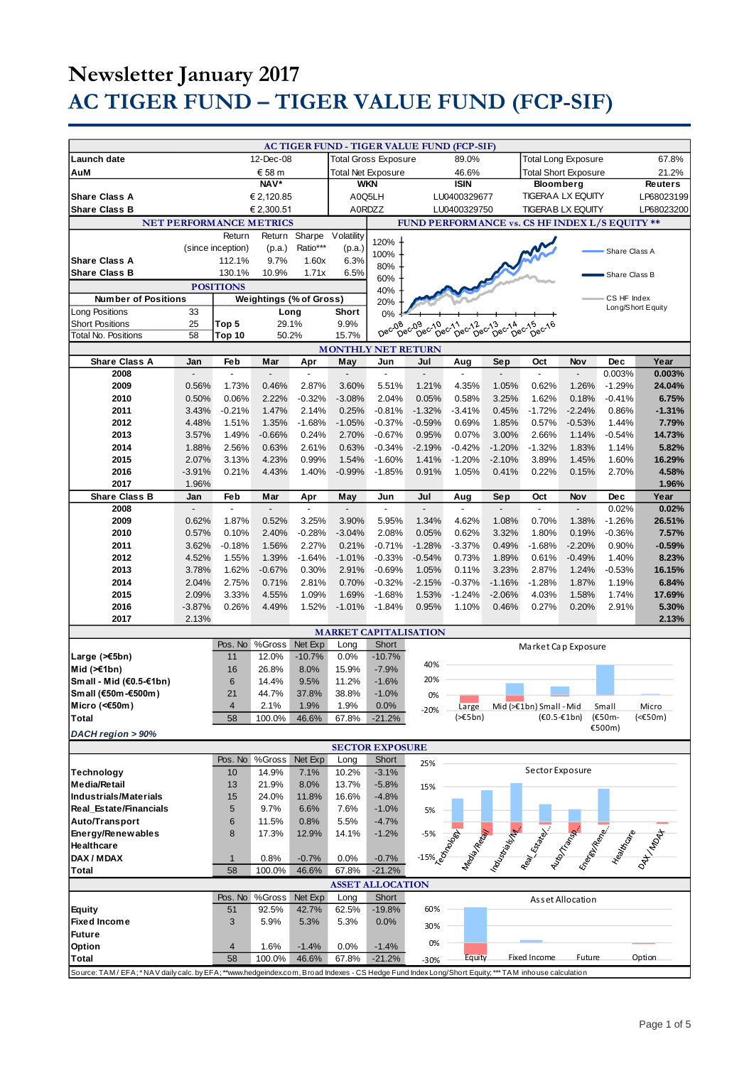# Newsletter January 2017

# AC TIGER FUND – TIGER VALUE FUND (FCP-SIF)

## AC TIGER FUND - TIGER VALUE FUND (FCP-SIF)

| | | | | | |
|---|---|---|---|---|---|
| Launch date | 12-Dec-08 | Total Gross Exposure | 89.0% | Total Long Exposure | 67.8% |
| AuM | € 58 m | Total Net Exposure | 46.6% | Total Short Exposure | 21.2% |

| | NAV* | WKN | ISIN | Bloomberg | Reuters |
|---|---|---|---|---|---|
| Share Class A | € 2,120.85 | A0Q5LH | LU0400329677 | TIGERAA LX EQUITY | LP68023199 |
| Share Class B | € 2,300.51 | A0RDZZ | LU0400329750 | TIGERAB LX EQUITY | LP68023200 |

### NET PERFORMANCE METRICS

| | Return (since inception) | Return (p.a.) | Sharpe Ratio*** | Volatility (p.a.) |
|---|---|---|---|---|
| Share Class A | 112.1% | 9.7% | 1.60x | 6.3% |
| Share Class B | 130.1% | 10.9% | 1.71x | 6.5% |

### FUND PERFORMANCE vs. CS HF INDEX L/S EQUITY **

### POSITIONS

| Number of Positions | | Weightings (% of Gross) | Long | Short |
|---|---|---|---|---|
| Long Positions | 33 | | | |
| Short Positions | 25 | Top 5 | 29.1% | 9.9% |
| Total No. Positions | 58 | Top 10 | 50.2% | 15.7% |

### MONTHLY NET RETURN

| Share Class A | Jan | Feb | Mar | Apr | May | Jun | Jul | Aug | Sep | Oct | Nov | Dec | Year |
|---|---|---|---|---|---|---|---|---|---|---|---|---|---|
| 2008 | - | - | - | - | - | - | - | - | - | - | - | 0.003% | **0.003%** |
| 2009 | 0.56% | 1.73% | 0.46% | 2.87% | 3.60% | 5.51% | 1.21% | 4.35% | 1.05% | 0.62% | 1.26% | -1.29% | **24.04%** |
| 2010 | 0.50% | 0.06% | 2.22% | -0.32% | -3.08% | 2.04% | 0.05% | 0.58% | 3.25% | 1.62% | 0.18% | -0.41% | **6.75%** |
| 2011 | 3.43% | -0.21% | 1.47% | 2.14% | 0.25% | -0.81% | -1.32% | -3.41% | 0.45% | -1.72% | -2.24% | 0.86% | **-1.31%** |
| 2012 | 4.48% | 1.51% | 1.35% | -1.68% | -1.05% | -0.37% | -0.59% | 0.69% | 1.85% | 0.57% | -0.53% | 1.44% | **7.79%** |
| 2013 | 3.57% | 1.49% | -0.66% | 0.24% | 2.70% | -0.67% | 0.95% | 0.07% | 3.00% | 2.66% | 1.14% | -0.54% | **14.73%** |
| 2014 | 1.88% | 2.56% | 0.63% | 2.61% | 0.63% | -0.34% | -2.19% | -0.42% | -1.20% | -1.32% | 1.83% | 1.14% | **5.82%** |
| 2015 | 2.07% | 3.13% | 4.23% | 0.99% | 1.54% | -1.60% | 1.41% | -1.20% | -2.10% | 3.89% | 1.45% | 1.60% | **16.29%** |
| 2016 | -3.91% | 0.21% | 4.43% | 1.40% | -0.99% | -1.85% | 0.91% | 1.05% | 0.41% | 0.22% | 0.15% | 2.70% | **4.58%** |
| 2017 | 1.96% | | | | | | | | | | | | **1.96%** |
| **Share Class B** | **Jan** | **Feb** | **Mar** | **Apr** | **May** | **Jun** | **Jul** | **Aug** | **Sep** | **Oct** | **Nov** | **Dec** | **Year** |
| 2008 | - | - | - | - | - | - | - | - | - | - | - | 0.02% | **0.02%** |
| 2009 | 0.62% | 1.87% | 0.52% | 3.25% | 3.90% | 5.95% | 1.34% | 4.62% | 1.08% | 0.70% | 1.38% | -1.26% | **26.51%** |
| 2010 | 0.57% | 0.10% | 2.40% | -0.28% | -3.04% | 2.08% | 0.05% | 0.62% | 3.32% | 1.80% | 0.19% | -0.36% | **7.57%** |
| 2011 | 3.62% | -0.18% | 1.56% | 2.27% | 0.21% | -0.71% | -1.28% | -3.37% | 0.49% | -1.68% | -2.20% | 0.90% | **-0.59%** |
| 2012 | 4.52% | 1.55% | 1.39% | -1.64% | -1.01% | -0.33% | -0.54% | 0.73% | 1.89% | 0.61% | -0.49% | 1.40% | **8.23%** |
| 2013 | 3.78% | 1.62% | -0.67% | 0.30% | 2.91% | -0.69% | 1.05% | 0.11% | 3.23% | 2.87% | 1.24% | -0.53% | **16.15%** |
| 2014 | 2.04% | 2.75% | 0.71% | 2.81% | 0.70% | -0.32% | -2.15% | -0.37% | -1.16% | -1.28% | 1.87% | 1.19% | **6.84%** |
| 2015 | 2.09% | 3.33% | 4.55% | 1.09% | 1.69% | -1.68% | 1.53% | -1.24% | -2.06% | 4.03% | 1.58% | 1.74% | **17.69%** |
| 2016 | -3.87% | 0.26% | 4.49% | 1.52% | -1.01% | -1.84% | 0.95% | 1.10% | 0.46% | 0.27% | 0.20% | 2.91% | **5.30%** |
| 2017 | 2.13% | | | | | | | | | | | | **2.13%** |

### MARKET CAPITALISATION

| | Pos. No | %Gross | Net Exp | Long | Short |
|---|---|---|---|---|---|
| **Large (>€5bn)** | 11 | 12.0% | -10.7% | 0.0% | -10.7% |
| **Mid (>€1bn)** | 16 | 26.8% | 8.0% | 15.9% | -7.9% |
| **Small - Mid (€0.5-€1bn)** | 6 | 14.4% | 9.5% | 11.2% | -1.6% |
| **Small (€50m-€500m)** | 21 | 44.7% | 37.8% | 38.8% | -1.0% |
| **Micro (<€50m)** | 4 | 2.1% | 1.9% | 1.9% | 0.0% |
| **Total** | 58 | 100.0% | 46.6% | 67.8% | -21.2% |

***DACH region > 90%***

### SECTOR EXPOSURE

| | Pos. No | %Gross | Net Exp | Long | Short |
|---|---|---|---|---|---|
| **Technology** | 10 | 14.9% | 7.1% | 10.2% | -3.1% |
| **Media/Retail** | 13 | 21.9% | 8.0% | 13.7% | -5.8% |
| **Industrials/Materials** | 15 | 24.0% | 11.8% | 16.6% | -4.8% |
| **Real_Estate/Financials** | 5 | 9.7% | 6.6% | 7.6% | -1.0% |
| **Auto/Transport** | 6 | 11.5% | 0.8% | 5.5% | -4.7% |
| **Energy/Renewables** | 8 | 17.3% | 12.9% | 14.1% | -1.2% |
| **Healthcare** | | | | | |
| **DAX / MDAX** | 1 | 0.8% | -0.7% | 0.0% | -0.7% |
| **Total** | 58 | 100.0% | 46.6% | 67.8% | -21.2% |

### ASSET ALLOCATION

| | Pos. No | %Gross | Net Exp | Long | Short |
|---|---|---|---|---|---|
| **Equity** | 51 | 92.5% | 42.7% | 62.5% | -19.8% |
| **Fixed Income** | 3 | 5.9% | 5.3% | 5.3% | 0.0% |
| **Future** | | | | | |
| **Option** | 4 | 1.6% | -1.4% | 0.0% | -1.4% |
| **Total** | 58 | 100.0% | 46.6% | 67.8% | -21.2% |

Source: TAM / EFA; * NAV daily calc. by EFA; **www.hedgeindex.com, Broad Indexes - CS Hedge Fund Index Long/Short Equity; *** TAM inhouse calculation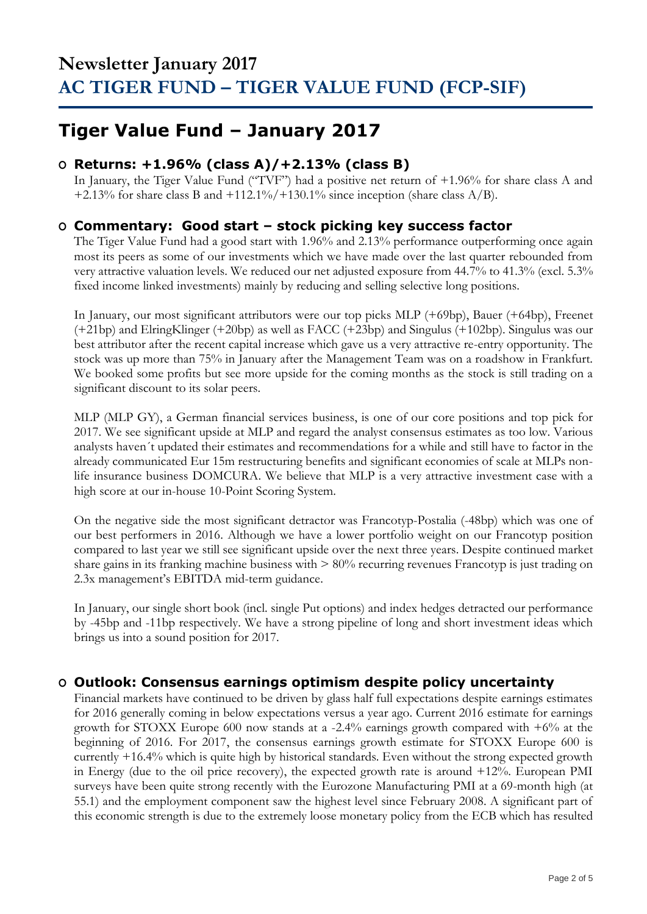# Newsletter January 2017
# AC TIGER FUND – TIGER VALUE FUND (FCP-SIF)

## Tiger Value Fund – January 2017

### Returns: +1.96% (class A)/+2.13% (class B)

In January, the Tiger Value Fund ("TVF") had a positive net return of +1.96% for share class A and +2.13% for share class B and +112.1%/+130.1% since inception (share class A/B).

### Commentary: Good start – stock picking key success factor

The Tiger Value Fund had a good start with 1.96% and 2.13% performance outperforming once again most its peers as some of our investments which we have made over the last quarter rebounded from very attractive valuation levels. We reduced our net adjusted exposure from 44.7% to 41.3% (excl. 5.3% fixed income linked investments) mainly by reducing and selling selective long positions.

In January, our most significant attributors were our top picks MLP (+69bp), Bauer (+64bp), Freenet (+21bp) and ElringKlinger (+20bp) as well as FACC (+23bp) and Singulus (+102bp). Singulus was our best attributor after the recent capital increase which gave us a very attractive re-entry opportunity. The stock was up more than 75% in January after the Management Team was on a roadshow in Frankfurt. We booked some profits but see more upside for the coming months as the stock is still trading on a significant discount to its solar peers.

MLP (MLP GY), a German financial services business, is one of our core positions and top pick for 2017. We see significant upside at MLP and regard the analyst consensus estimates as too low. Various analysts haven´t updated their estimates and recommendations for a while and still have to factor in the already communicated Eur 15m restructuring benefits and significant economies of scale at MLPs non-life insurance business DOMCURA. We believe that MLP is a very attractive investment case with a high score at our in-house 10-Point Scoring System.

On the negative side the most significant detractor was Francotyp-Postalia (-48bp) which was one of our best performers in 2016. Although we have a lower portfolio weight on our Francotyp position compared to last year we still see significant upside over the next three years. Despite continued market share gains in its franking machine business with > 80% recurring revenues Francotyp is just trading on 2.3x management's EBITDA mid-term guidance.

In January, our single short book (incl. single Put options) and index hedges detracted our performance by -45bp and -11bp respectively. We have a strong pipeline of long and short investment ideas which brings us into a sound position for 2017.

### Outlook: Consensus earnings optimism despite policy uncertainty

Financial markets have continued to be driven by glass half full expectations despite earnings estimates for 2016 generally coming in below expectations versus a year ago. Current 2016 estimate for earnings growth for STOXX Europe 600 now stands at a -2.4% earnings growth compared with +6% at the beginning of 2016. For 2017, the consensus earnings growth estimate for STOXX Europe 600 is currently +16.4% which is quite high by historical standards. Even without the strong expected growth in Energy (due to the oil price recovery), the expected growth rate is around +12%. European PMI surveys have been quite strong recently with the Eurozone Manufacturing PMI at a 69-month high (at 55.1) and the employment component saw the highest level since February 2008. A significant part of this economic strength is due to the extremely loose monetary policy from the ECB which has resulted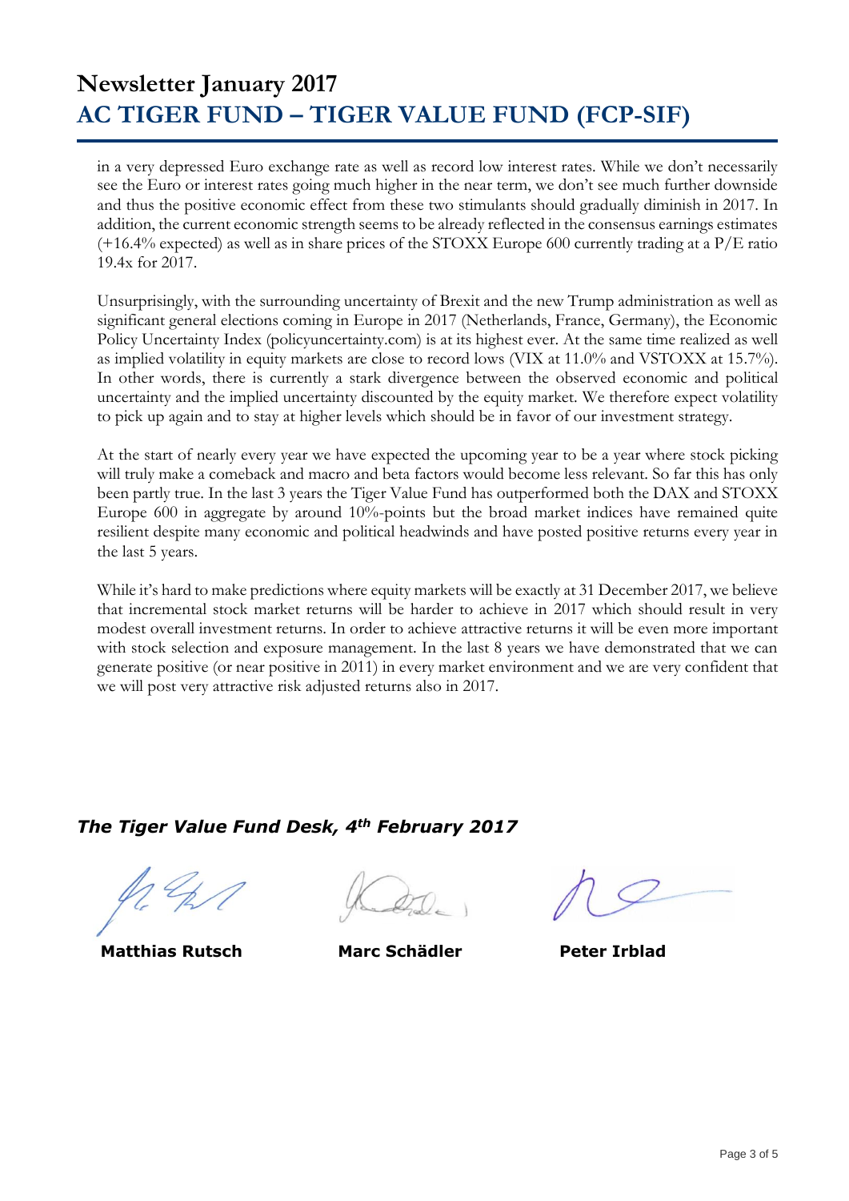in a very depressed Euro exchange rate as well as record low interest rates. While we don't necessarily see the Euro or interest rates going much higher in the near term, we don't see much further downside and thus the positive economic effect from these two stimulants should gradually diminish in 2017. In addition, the current economic strength seems to be already reflected in the consensus earnings estimates (+16.4% expected) as well as in share prices of the STOXX Europe 600 currently trading at a P/E ratio 19.4x for 2017.

Unsurprisingly, with the surrounding uncertainty of Brexit and the new Trump administration as well as significant general elections coming in Europe in 2017 (Netherlands, France, Germany), the Economic Policy Uncertainty Index (policyuncertainty.com) is at its highest ever. At the same time realized as well as implied volatility in equity markets are close to record lows (VIX at 11.0% and VSTOXX at 15.7%). In other words, there is currently a stark divergence between the observed economic and political uncertainty and the implied uncertainty discounted by the equity market. We therefore expect volatility to pick up again and to stay at higher levels which should be in favor of our investment strategy.

At the start of nearly every year we have expected the upcoming year to be a year where stock picking will truly make a comeback and macro and beta factors would become less relevant. So far this has only been partly true. In the last 3 years the Tiger Value Fund has outperformed both the DAX and STOXX Europe 600 in aggregate by around 10%-points but the broad market indices have remained quite resilient despite many economic and political headwinds and have posted positive returns every year in the last 5 years.

While it's hard to make predictions where equity markets will be exactly at 31 December 2017, we believe that incremental stock market returns will be harder to achieve in 2017 which should result in very modest overall investment returns. In order to achieve attractive returns it will be even more important with stock selection and exposure management. In the last 8 years we have demonstrated that we can generate positive (or near positive in 2011) in every market environment and we are very confident that we will post very attractive risk adjusted returns also in 2017.

***The Tiger Value Fund Desk, 4th February 2017***

**Matthias Rutsch** **Marc Schädler** **Peter Irblad**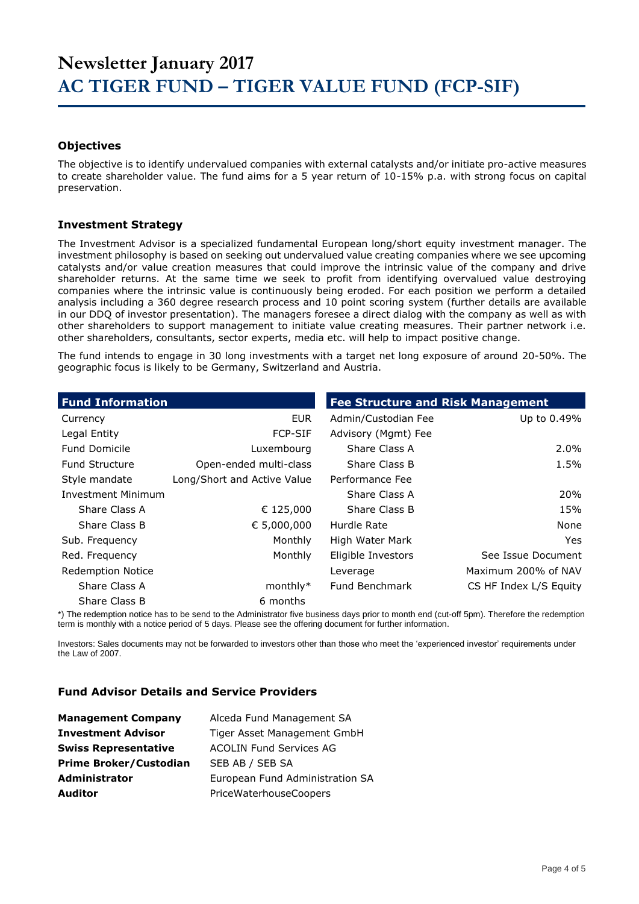# Newsletter January 2017
# AC TIGER FUND – TIGER VALUE FUND (FCP-SIF)

### Objectives

The objective is to identify undervalued companies with external catalysts and/or initiate pro-active measures to create shareholder value. The fund aims for a 5 year return of 10-15% p.a. with strong focus on capital preservation.

### Investment Strategy

The Investment Advisor is a specialized fundamental European long/short equity investment manager. The investment philosophy is based on seeking out undervalued value creating companies where we see upcoming catalysts and/or value creation measures that could improve the intrinsic value of the company and drive shareholder returns. At the same time we seek to profit from identifying overvalued value destroying companies where the intrinsic value is continuously being eroded. For each position we perform a detailed analysis including a 360 degree research process and 10 point scoring system (further details are available in our DDQ of investor presentation). The managers foresee a direct dialog with the company as well as with other shareholders to support management to initiate value creating measures. Their partner network i.e. other shareholders, consultants, sector experts, media etc. will help to impact positive change.

The fund intends to engage in 30 long investments with a target net long exposure of around 20-50%. The geographic focus is likely to be Germany, Switzerland and Austria.

| Fund Information | |
|---|---|
| Currency | EUR |
| Legal Entity | FCP-SIF |
| Fund Domicile | Luxembourg |
| Fund Structure | Open-ended multi-class |
| Style mandate | Long/Short and Active Value |
| Investment Minimum | |
| Share Class A | € 125,000 |
| Share Class B | € 5,000,000 |
| Sub. Frequency | Monthly |
| Red. Frequency | Monthly |
| Redemption Notice | |
| Share Class A | monthly* |
| Share Class B | 6 months |

| Fee Structure and Risk Management | |
|---|---|
| Admin/Custodian Fee | Up to 0.49% |
| Advisory (Mgmt) Fee | |
| Share Class A | 2.0% |
| Share Class B | 1.5% |
| Performance Fee | |
| Share Class A | 20% |
| Share Class B | 15% |
| Hurdle Rate | None |
| High Water Mark | Yes |
| Eligible Investors | See Issue Document |
| Leverage | Maximum 200% of NAV |
| Fund Benchmark | CS HF Index L/S Equity |

*) The redemption notice has to be send to the Administrator five business days prior to month end (cut-off 5pm). Therefore the redemption term is monthly with a notice period of 5 days. Please see the offering document for further information.

Investors: Sales documents may not be forwarded to investors other than those who meet the 'experienced investor' requirements under the Law of 2007.

### Fund Advisor Details and Service Providers

| | |
|---|---|
| **Management Company** | Alceda Fund Management SA |
| **Investment Advisor** | Tiger Asset Management GmbH |
| **Swiss Representative** | ACOLIN Fund Services AG |
| **Prime Broker/Custodian** | SEB AB / SEB SA |
| **Administrator** | European Fund Administration SA |
| **Auditor** | PriceWaterhouseCoopers |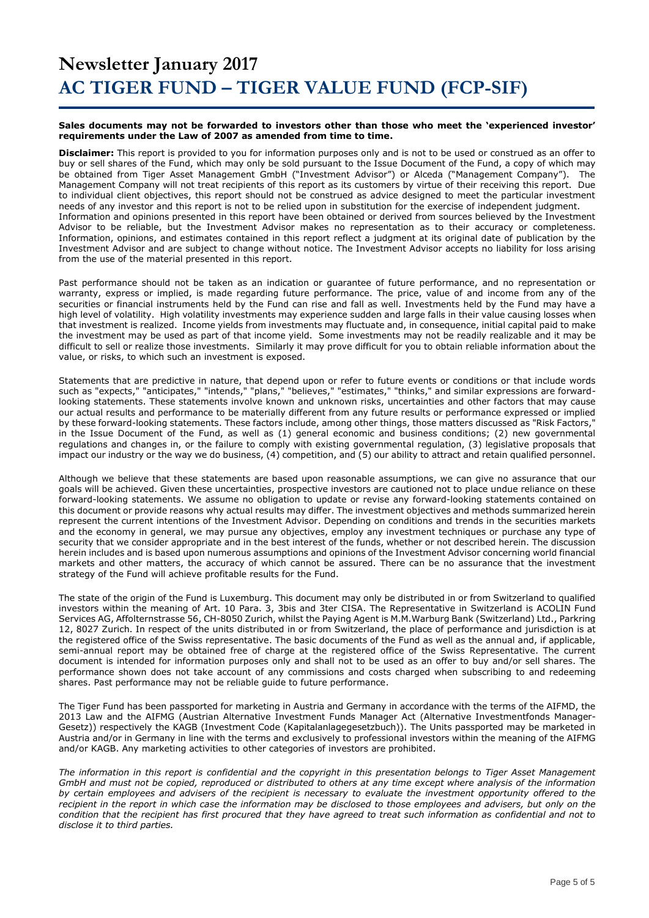# Newsletter January 2017
# AC TIGER FUND – TIGER VALUE FUND (FCP-SIF)

**Sales documents may not be forwarded to investors other than those who meet the 'experienced investor' requirements under the Law of 2007 as amended from time to time.**

**Disclaimer:** This report is provided to you for information purposes only and is not to be used or construed as an offer to buy or sell shares of the Fund, which may only be sold pursuant to the Issue Document of the Fund, a copy of which may be obtained from Tiger Asset Management GmbH ("Investment Advisor") or Alceda ("Management Company"). The Management Company will not treat recipients of this report as its customers by virtue of their receiving this report. Due to individual client objectives, this report should not be construed as advice designed to meet the particular investment needs of any investor and this report is not to be relied upon in substitution for the exercise of independent judgment. Information and opinions presented in this report have been obtained or derived from sources believed by the Investment Advisor to be reliable, but the Investment Advisor makes no representation as to their accuracy or completeness. Information, opinions, and estimates contained in this report reflect a judgment at its original date of publication by the Investment Advisor and are subject to change without notice. The Investment Advisor accepts no liability for loss arising from the use of the material presented in this report.

Past performance should not be taken as an indication or guarantee of future performance, and no representation or warranty, express or implied, is made regarding future performance. The price, value of and income from any of the securities or financial instruments held by the Fund can rise and fall as well. Investments held by the Fund may have a high level of volatility. High volatility investments may experience sudden and large falls in their value causing losses when that investment is realized. Income yields from investments may fluctuate and, in consequence, initial capital paid to make the investment may be used as part of that income yield. Some investments may not be readily realizable and it may be difficult to sell or realize those investments. Similarly it may prove difficult for you to obtain reliable information about the value, or risks, to which such an investment is exposed.

Statements that are predictive in nature, that depend upon or refer to future events or conditions or that include words such as "expects," "anticipates," "intends," "plans," "believes," "estimates," "thinks," and similar expressions are forward-looking statements. These statements involve known and unknown risks, uncertainties and other factors that may cause our actual results and performance to be materially different from any future results or performance expressed or implied by these forward-looking statements. These factors include, among other things, those matters discussed as "Risk Factors," in the Issue Document of the Fund, as well as (1) general economic and business conditions; (2) new governmental regulations and changes in, or the failure to comply with existing governmental regulation, (3) legislative proposals that impact our industry or the way we do business, (4) competition, and (5) our ability to attract and retain qualified personnel.

Although we believe that these statements are based upon reasonable assumptions, we can give no assurance that our goals will be achieved. Given these uncertainties, prospective investors are cautioned not to place undue reliance on these forward-looking statements. We assume no obligation to update or revise any forward-looking statements contained on this document or provide reasons why actual results may differ. The investment objectives and methods summarized herein represent the current intentions of the Investment Advisor. Depending on conditions and trends in the securities markets and the economy in general, we may pursue any objectives, employ any investment techniques or purchase any type of security that we consider appropriate and in the best interest of the funds, whether or not described herein. The discussion herein includes and is based upon numerous assumptions and opinions of the Investment Advisor concerning world financial markets and other matters, the accuracy of which cannot be assured. There can be no assurance that the investment strategy of the Fund will achieve profitable results for the Fund.

The state of the origin of the Fund is Luxemburg. This document may only be distributed in or from Switzerland to qualified investors within the meaning of Art. 10 Para. 3, 3bis and 3ter CISA. The Representative in Switzerland is ACOLIN Fund Services AG, Affolternstrasse 56, CH-8050 Zurich, whilst the Paying Agent is M.M.Warburg Bank (Switzerland) Ltd., Parkring 12, 8027 Zurich. In respect of the units distributed in or from Switzerland, the place of performance and jurisdiction is at the registered office of the Swiss representative. The basic documents of the Fund as well as the annual and, if applicable, semi-annual report may be obtained free of charge at the registered office of the Swiss Representative. The current document is intended for information purposes only and shall not to be used as an offer to buy and/or sell shares. The performance shown does not take account of any commissions and costs charged when subscribing to and redeeming shares. Past performance may not be reliable guide to future performance.

The Tiger Fund has been passported for marketing in Austria and Germany in accordance with the terms of the AIFMD, the 2013 Law and the AIFMG (Austrian Alternative Investment Funds Manager Act (Alternative Investmentfonds Manager-Gesetz)) respectively the KAGB (Investment Code (Kapitalanlagegesetzbuch)). The Units passported may be marketed in Austria and/or in Germany in line with the terms and exclusively to professional investors within the meaning of the AIFMG and/or KAGB. Any marketing activities to other categories of investors are prohibited.

*The information in this report is confidential and the copyright in this presentation belongs to Tiger Asset Management GmbH and must not be copied, reproduced or distributed to others at any time except where analysis of the information by certain employees and advisers of the recipient is necessary to evaluate the investment opportunity offered to the recipient in the report in which case the information may be disclosed to those employees and advisers, but only on the condition that the recipient has first procured that they have agreed to treat such information as confidential and not to disclose it to third parties.*